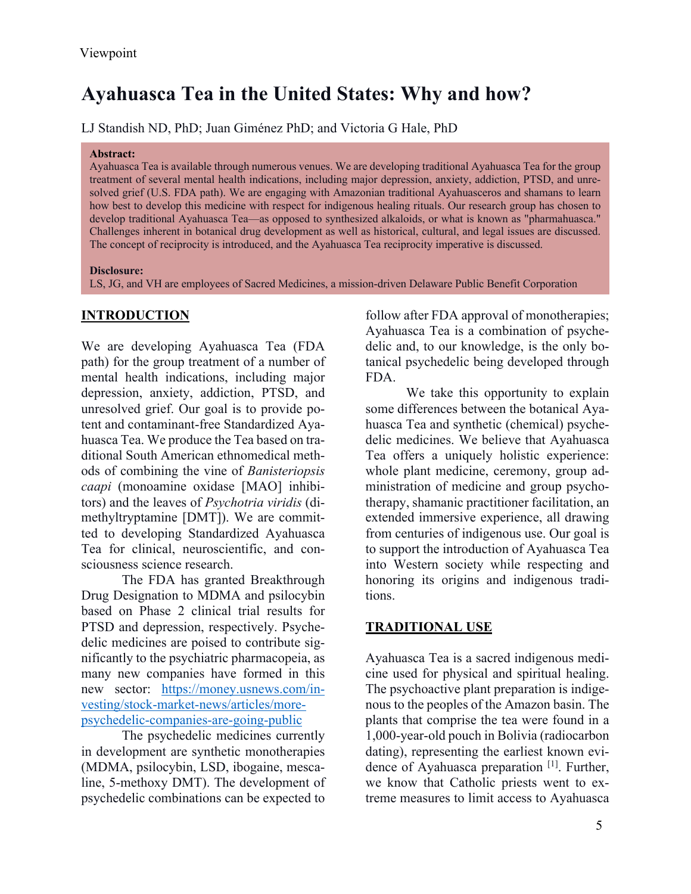Viewpoint

# Ayahuasca Tea in the United States: Why and how?

LJ Standish ND, PhD; Juan Giménez PhD; and Victoria G Hale, PhD

**Abstract:**
Ayahuasca Tea is available through numerous venues. We are developing traditional Ayahuasca Tea for the group treatment of several mental health indications, including major depression, anxiety, addiction, PTSD, and unresolved grief (U.S. FDA path). We are engaging with Amazonian traditional Ayahuasceros and shamans to learn how best to develop this medicine with respect for indigenous healing rituals. Our research group has chosen to develop traditional Ayahuasca Tea—as opposed to synthesized alkaloids, or what is known as "pharmahuasca." Challenges inherent in botanical drug development as well as historical, cultural, and legal issues are discussed. The concept of reciprocity is introduced, and the Ayahuasca Tea reciprocity imperative is discussed.

**Disclosure:**
LS, JG, and VH are employees of Sacred Medicines, a mission-driven Delaware Public Benefit Corporation

## INTRODUCTION

We are developing Ayahuasca Tea (FDA path) for the group treatment of a number of mental health indications, including major depression, anxiety, addiction, PTSD, and unresolved grief. Our goal is to provide potent and contaminant-free Standardized Ayahuasca Tea. We produce the Tea based on traditional South American ethnomedical methods of combining the vine of *Banisteriopsis caapi* (monoamine oxidase [MAO] inhibitors) and the leaves of *Psychotria viridis* (dimethyltryptamine [DMT]). We are committed to developing Standardized Ayahuasca Tea for clinical, neuroscientific, and consciousness science research.

The FDA has granted Breakthrough Drug Designation to MDMA and psilocybin based on Phase 2 clinical trial results for PTSD and depression, respectively. Psychedelic medicines are poised to contribute significantly to the psychiatric pharmacopeia, as many new companies have formed in this new sector: https://money.usnews.com/investing/stock-market-news/articles/more-psychedelic-companies-are-going-public

The psychedelic medicines currently in development are synthetic monotherapies (MDMA, psilocybin, LSD, ibogaine, mescaline, 5-methoxy DMT). The development of psychedelic combinations can be expected to follow after FDA approval of monotherapies; Ayahuasca Tea is a combination of psychedelic and, to our knowledge, is the only botanical psychedelic being developed through FDA.

We take this opportunity to explain some differences between the botanical Ayahuasca Tea and synthetic (chemical) psychedelic medicines. We believe that Ayahuasca Tea offers a uniquely holistic experience: whole plant medicine, ceremony, group administration of medicine and group psychotherapy, shamanic practitioner facilitation, an extended immersive experience, all drawing from centuries of indigenous use. Our goal is to support the introduction of Ayahuasca Tea into Western society while respecting and honoring its origins and indigenous traditions.

## TRADITIONAL USE

Ayahuasca Tea is a sacred indigenous medicine used for physical and spiritual healing. The psychoactive plant preparation is indigenous to the peoples of the Amazon basin. The plants that comprise the tea were found in a 1,000-year-old pouch in Bolivia (radiocarbon dating), representing the earliest known evidence of Ayahuasca preparation [1]. Further, we know that Catholic priests went to extreme measures to limit access to Ayahuasca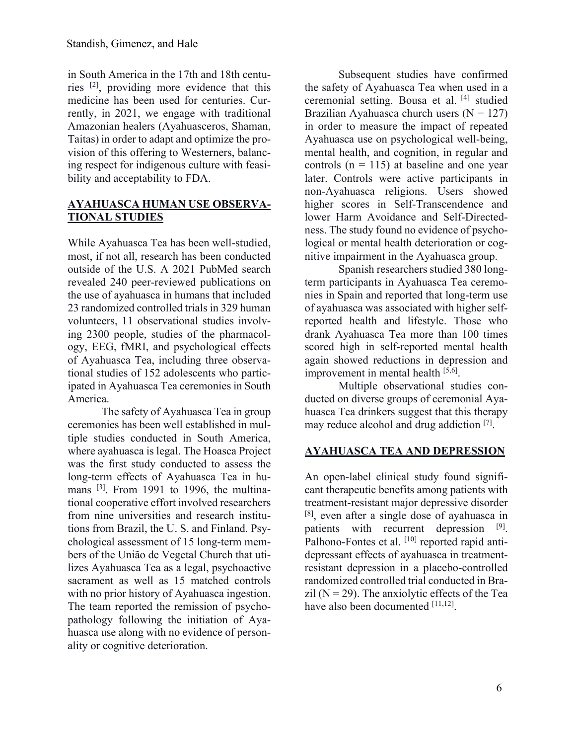in South America in the 17th and 18th centuries [2], providing more evidence that this medicine has been used for centuries. Currently, in 2021, we engage with traditional Amazonian healers (Ayahuasceros, Shaman, Taitas) in order to adapt and optimize the provision of this offering to Westerners, balancing respect for indigenous culture with feasibility and acceptability to FDA.

## AYAHUASCA HUMAN USE OBSERVATIONAL STUDIES

While Ayahuasca Tea has been well-studied, most, if not all, research has been conducted outside of the U.S. A 2021 PubMed search revealed 240 peer-reviewed publications on the use of ayahuasca in humans that included 23 randomized controlled trials in 329 human volunteers, 11 observational studies involving 2300 people, studies of the pharmacology, EEG, fMRI, and psychological effects of Ayahuasca Tea, including three observational studies of 152 adolescents who participated in Ayahuasca Tea ceremonies in South America.

The safety of Ayahuasca Tea in group ceremonies has been well established in multiple studies conducted in South America, where ayahuasca is legal. The Hoasca Project was the first study conducted to assess the long-term effects of Ayahuasca Tea in humans [3]. From 1991 to 1996, the multinational cooperative effort involved researchers from nine universities and research institutions from Brazil, the U. S. and Finland. Psychological assessment of 15 long-term members of the União de Vegetal Church that utilizes Ayahuasca Tea as a legal, psychoactive sacrament as well as 15 matched controls with no prior history of Ayahuasca ingestion. The team reported the remission of psychopathology following the initiation of Ayahuasca use along with no evidence of personality or cognitive deterioration.

Subsequent studies have confirmed the safety of Ayahuasca Tea when used in a ceremonial setting. Bousa et al. [4] studied Brazilian Ayahuasca church users ($N = 127$) in order to measure the impact of repeated Ayahuasca use on psychological well-being, mental health, and cognition, in regular and controls ($n = 115$) at baseline and one year later. Controls were active participants in non-Ayahuasca religions. Users showed higher scores in Self-Transcendence and lower Harm Avoidance and Self-Directedness. The study found no evidence of psychological or mental health deterioration or cognitive impairment in the Ayahuasca group.

Spanish researchers studied 380 long-term participants in Ayahuasca Tea ceremonies in Spain and reported that long-term use of ayahuasca was associated with higher self-reported health and lifestyle. Those who drank Ayahuasca Tea more than 100 times scored high in self-reported mental health again showed reductions in depression and improvement in mental health [5,6].

Multiple observational studies conducted on diverse groups of ceremonial Ayahuasca Tea drinkers suggest that this therapy may reduce alcohol and drug addiction [7].

## AYAHUASCA TEA AND DEPRESSION

An open-label clinical study found significant therapeutic benefits among patients with treatment-resistant major depressive disorder [8], even after a single dose of ayahuasca in patients with recurrent depression [9]. Palhono-Fontes et al. [10] reported rapid antidepressant effects of ayahuasca in treatment-resistant depression in a placebo-controlled randomized controlled trial conducted in Brazil ($N = 29$). The anxiolytic effects of the Tea have also been documented [11,12].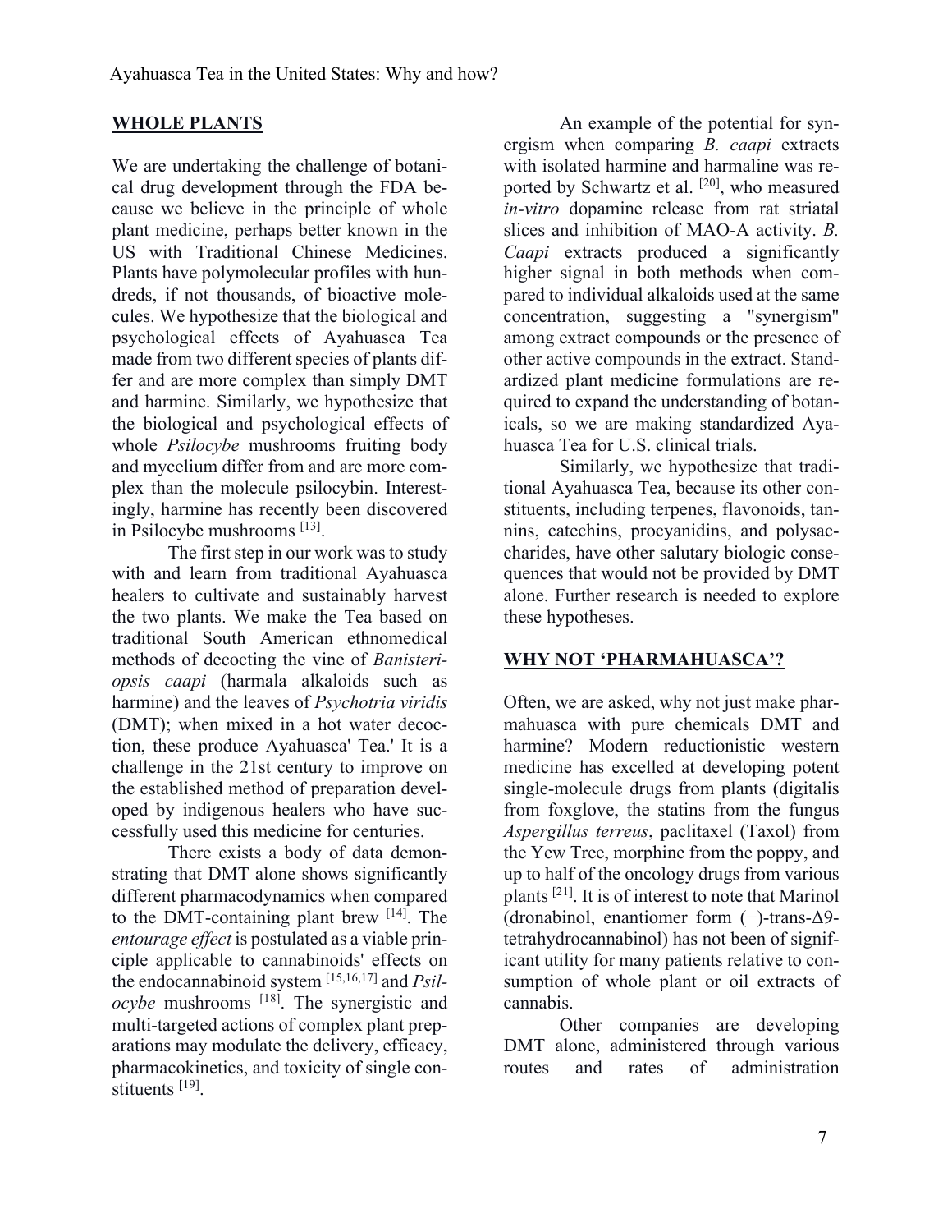## WHOLE PLANTS

We are undertaking the challenge of botanical drug development through the FDA because we believe in the principle of whole plant medicine, perhaps better known in the US with Traditional Chinese Medicines. Plants have polymolecular profiles with hundreds, if not thousands, of bioactive molecules. We hypothesize that the biological and psychological effects of Ayahuasca Tea made from two different species of plants differ and are more complex than simply DMT and harmine. Similarly, we hypothesize that the biological and psychological effects of whole *Psilocybe* mushrooms fruiting body and mycelium differ from and are more complex than the molecule psilocybin. Interestingly, harmine has recently been discovered in Psilocybe mushrooms [13].

The first step in our work was to study with and learn from traditional Ayahuasca healers to cultivate and sustainably harvest the two plants. We make the Tea based on traditional South American ethnomedical methods of decocting the vine of *Banisteriopsis caapi* (harmala alkaloids such as harmine) and the leaves of *Psychotria viridis* (DMT); when mixed in a hot water decoction, these produce Ayahuasca' Tea.' It is a challenge in the 21st century to improve on the established method of preparation developed by indigenous healers who have successfully used this medicine for centuries.

There exists a body of data demonstrating that DMT alone shows significantly different pharmacodynamics when compared to the DMT-containing plant brew [14]. The *entourage effect* is postulated as a viable principle applicable to cannabinoids' effects on the endocannabinoid system [15,16,17] and *Psilocybe* mushrooms [18]. The synergistic and multi-targeted actions of complex plant preparations may modulate the delivery, efficacy, pharmacokinetics, and toxicity of single constituents [19].

An example of the potential for synergism when comparing *B. caapi* extracts with isolated harmine and harmaline was reported by Schwartz et al. [20], who measured *in-vitro* dopamine release from rat striatal slices and inhibition of MAO-A activity. *B. Caapi* extracts produced a significantly higher signal in both methods when compared to individual alkaloids used at the same concentration, suggesting a "synergism" among extract compounds or the presence of other active compounds in the extract. Standardized plant medicine formulations are required to expand the understanding of botanicals, so we are making standardized Ayahuasca Tea for U.S. clinical trials.

Similarly, we hypothesize that traditional Ayahuasca Tea, because its other constituents, including terpenes, flavonoids, tannins, catechins, procyanidins, and polysaccharides, have other salutary biologic consequences that would not be provided by DMT alone. Further research is needed to explore these hypotheses.

## WHY NOT 'PHARMAHUASCA'?

Often, we are asked, why not just make pharmahuasca with pure chemicals DMT and harmine? Modern reductionistic western medicine has excelled at developing potent single-molecule drugs from plants (digitalis from foxglove, the statins from the fungus *Aspergillus terreus*, paclitaxel (Taxol) from the Yew Tree, morphine from the poppy, and up to half of the oncology drugs from various plants [21]. It is of interest to note that Marinol (dronabinol, enantiomer form (−)-trans-Δ9-tetrahydrocannabinol) has not been of significant utility for many patients relative to consumption of whole plant or oil extracts of cannabis.

Other companies are developing DMT alone, administered through various routes and rates of administration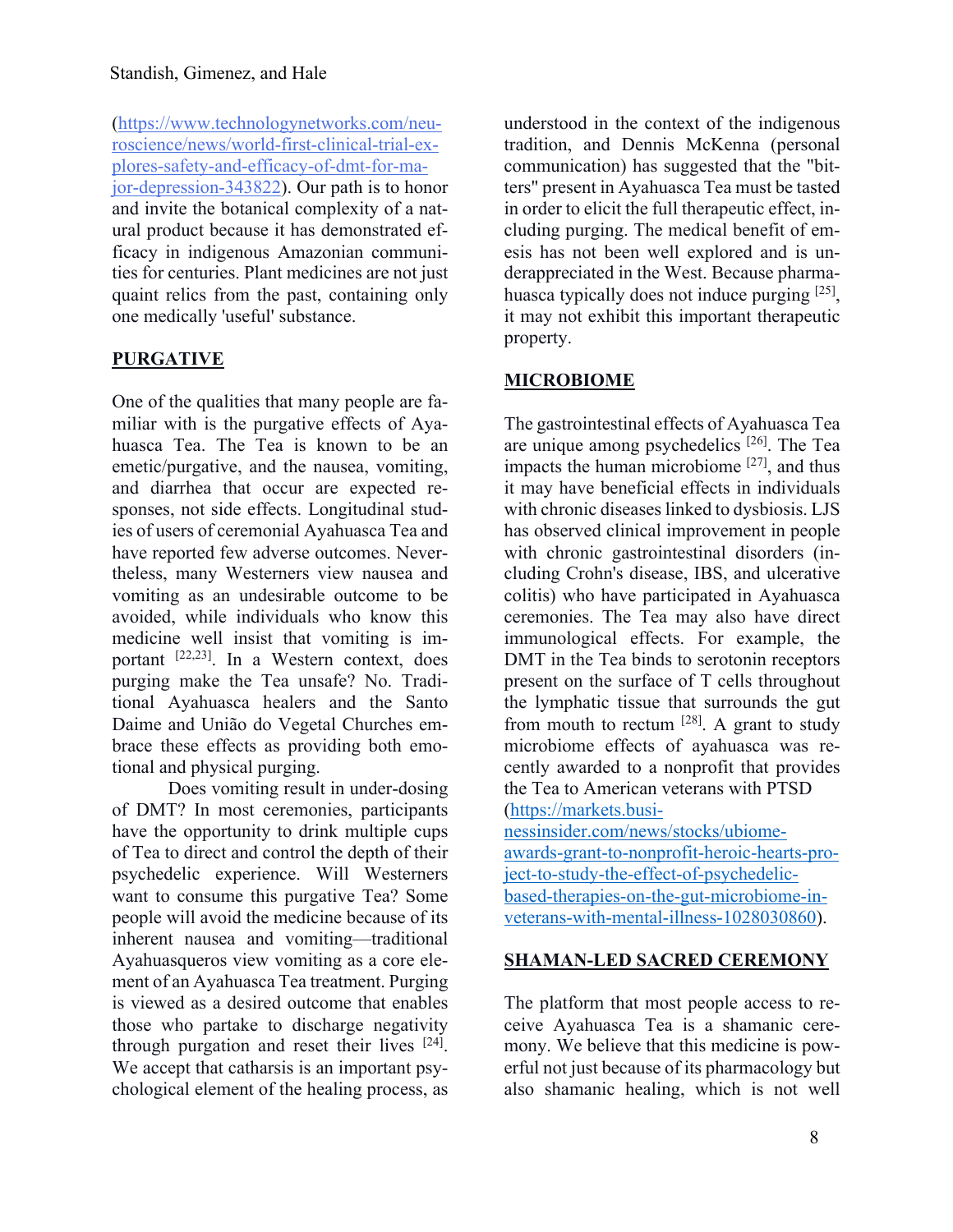(https://www.technologynetworks.com/neuroscience/news/world-first-clinical-trial-explores-safety-and-efficacy-of-dmt-for-major-depression-343822). Our path is to honor and invite the botanical complexity of a natural product because it has demonstrated efficacy in indigenous Amazonian communities for centuries. Plant medicines are not just quaint relics from the past, containing only one medically 'useful' substance.

## PURGATIVE

One of the qualities that many people are familiar with is the purgative effects of Ayahuasca Tea. The Tea is known to be an emetic/purgative, and the nausea, vomiting, and diarrhea that occur are expected responses, not side effects. Longitudinal studies of users of ceremonial Ayahuasca Tea and have reported few adverse outcomes. Nevertheless, many Westerners view nausea and vomiting as an undesirable outcome to be avoided, while individuals who know this medicine well insist that vomiting is important [22,23]. In a Western context, does purging make the Tea unsafe? No. Traditional Ayahuasca healers and the Santo Daime and União do Vegetal Churches embrace these effects as providing both emotional and physical purging.

Does vomiting result in under-dosing of DMT? In most ceremonies, participants have the opportunity to drink multiple cups of Tea to direct and control the depth of their psychedelic experience. Will Westerners want to consume this purgative Tea? Some people will avoid the medicine because of its inherent nausea and vomiting—traditional Ayahuasqueros view vomiting as a core element of an Ayahuasca Tea treatment. Purging is viewed as a desired outcome that enables those who partake to discharge negativity through purgation and reset their lives [24]. We accept that catharsis is an important psychological element of the healing process, as understood in the context of the indigenous tradition, and Dennis McKenna (personal communication) has suggested that the "bitters" present in Ayahuasca Tea must be tasted in order to elicit the full therapeutic effect, including purging. The medical benefit of emesis has not been well explored and is underappreciated in the West. Because pharmahuasca typically does not induce purging [25], it may not exhibit this important therapeutic property.

## MICROBIOME

The gastrointestinal effects of Ayahuasca Tea are unique among psychedelics [26]. The Tea impacts the human microbiome [27], and thus it may have beneficial effects in individuals with chronic diseases linked to dysbiosis. LJS has observed clinical improvement in people with chronic gastrointestinal disorders (including Crohn's disease, IBS, and ulcerative colitis) who have participated in Ayahuasca ceremonies. The Tea may also have direct immunological effects. For example, the DMT in the Tea binds to serotonin receptors present on the surface of T cells throughout the lymphatic tissue that surrounds the gut from mouth to rectum [28]. A grant to study microbiome effects of ayahuasca was recently awarded to a nonprofit that provides the Tea to American veterans with PTSD (https://markets.businessinsider.com/news/stocks/ubiome-awards-grant-to-nonprofit-heroic-hearts-project-to-study-the-effect-of-psychedelic-based-therapies-on-the-gut-microbiome-in-veterans-with-mental-illness-1028030860).

## SHAMAN-LED SACRED CEREMONY

The platform that most people access to receive Ayahuasca Tea is a shamanic ceremony. We believe that this medicine is powerful not just because of its pharmacology but also shamanic healing, which is not well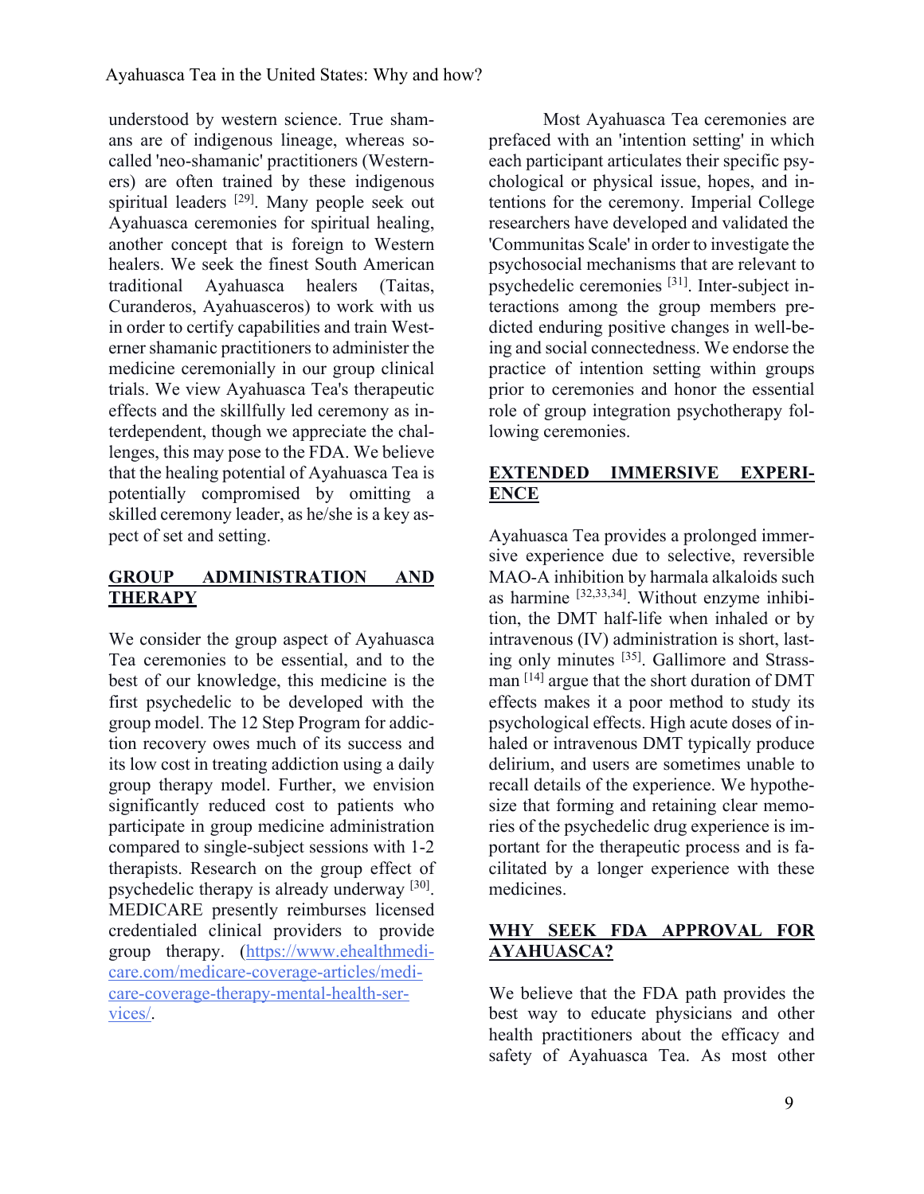understood by western science. True shamans are of indigenous lineage, whereas so-called 'neo-shamanic' practitioners (Westerners) are often trained by these indigenous spiritual leaders [29]. Many people seek out Ayahuasca ceremonies for spiritual healing, another concept that is foreign to Western healers. We seek the finest South American traditional Ayahuasca healers (Taitas, Curanderos, Ayahuasceros) to work with us in order to certify capabilities and train Westerner shamanic practitioners to administer the medicine ceremonially in our group clinical trials. We view Ayahuasca Tea's therapeutic effects and the skillfully led ceremony as interdependent, though we appreciate the challenges, this may pose to the FDA. We believe that the healing potential of Ayahuasca Tea is potentially compromised by omitting a skilled ceremony leader, as he/she is a key aspect of set and setting.

## GROUP ADMINISTRATION AND THERAPY

We consider the group aspect of Ayahuasca Tea ceremonies to be essential, and to the best of our knowledge, this medicine is the first psychedelic to be developed with the group model. The 12 Step Program for addiction recovery owes much of its success and its low cost in treating addiction using a daily group therapy model. Further, we envision significantly reduced cost to patients who participate in group medicine administration compared to single-subject sessions with 1-2 therapists. Research on the group effect of psychedelic therapy is already underway [30]. MEDICARE presently reimburses licensed credentialed clinical providers to provide group therapy. (https://www.ehealthmedicare.com/medicare-coverage-articles/medicare-coverage-therapy-mental-health-services/.

Most Ayahuasca Tea ceremonies are prefaced with an 'intention setting' in which each participant articulates their specific psychological or physical issue, hopes, and intentions for the ceremony. Imperial College researchers have developed and validated the 'Communitas Scale' in order to investigate the psychosocial mechanisms that are relevant to psychedelic ceremonies [31]. Inter-subject interactions among the group members predicted enduring positive changes in well-being and social connectedness. We endorse the practice of intention setting within groups prior to ceremonies and honor the essential role of group integration psychotherapy following ceremonies.

## EXTENDED IMMERSIVE EXPERIENCE

Ayahuasca Tea provides a prolonged immersive experience due to selective, reversible MAO-A inhibition by harmala alkaloids such as harmine [32,33,34]. Without enzyme inhibition, the DMT half-life when inhaled or by intravenous (IV) administration is short, lasting only minutes [35]. Gallimore and Strassman [14] argue that the short duration of DMT effects makes it a poor method to study its psychological effects. High acute doses of inhaled or intravenous DMT typically produce delirium, and users are sometimes unable to recall details of the experience. We hypothesize that forming and retaining clear memories of the psychedelic drug experience is important for the therapeutic process and is facilitated by a longer experience with these medicines.

## WHY SEEK FDA APPROVAL FOR AYAHUASCA?

We believe that the FDA path provides the best way to educate physicians and other health practitioners about the efficacy and safety of Ayahuasca Tea. As most other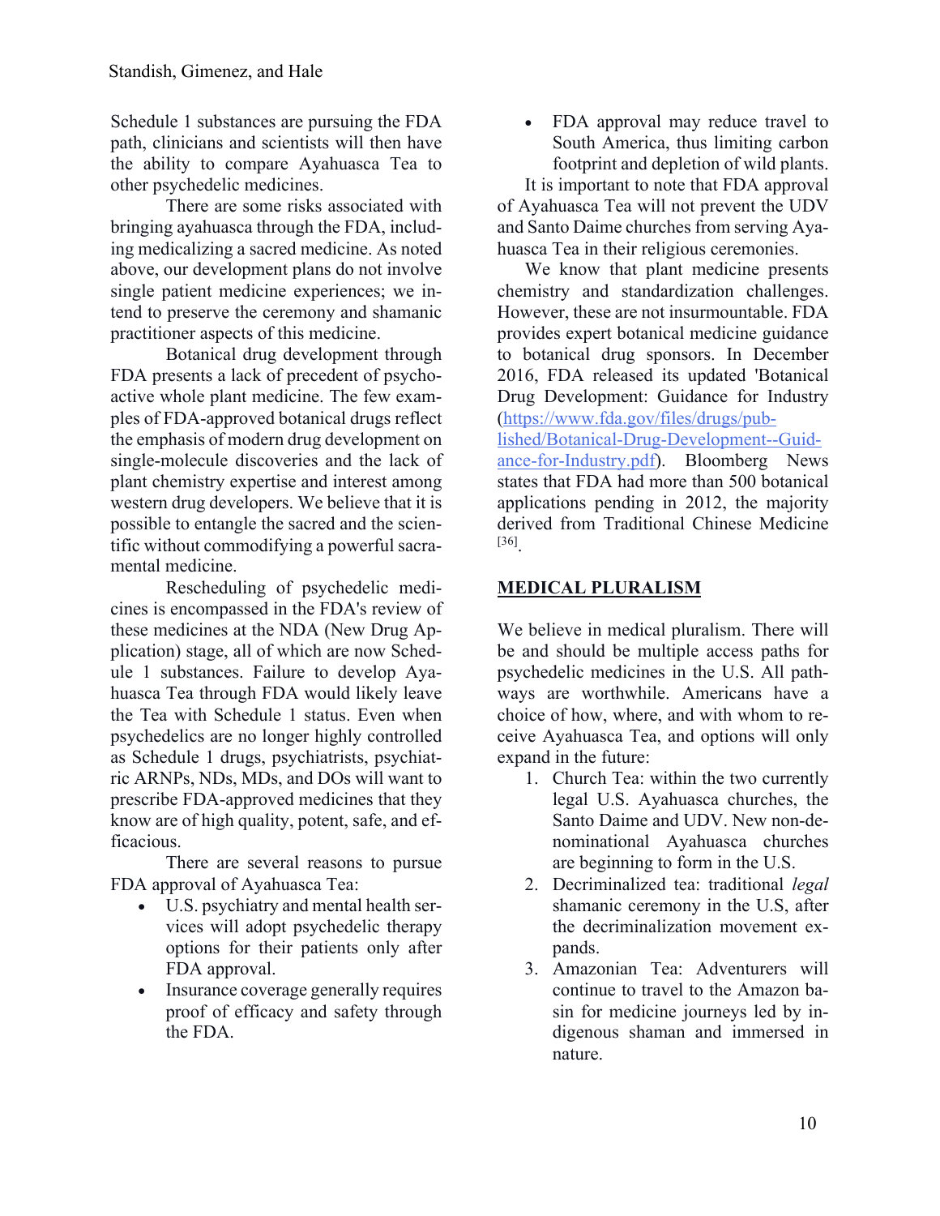Schedule 1 substances are pursuing the FDA path, clinicians and scientists will then have the ability to compare Ayahuasca Tea to other psychedelic medicines.

There are some risks associated with bringing ayahuasca through the FDA, including medicalizing a sacred medicine. As noted above, our development plans do not involve single patient medicine experiences; we intend to preserve the ceremony and shamanic practitioner aspects of this medicine.

Botanical drug development through FDA presents a lack of precedent of psychoactive whole plant medicine. The few examples of FDA-approved botanical drugs reflect the emphasis of modern drug development on single-molecule discoveries and the lack of plant chemistry expertise and interest among western drug developers. We believe that it is possible to entangle the sacred and the scientific without commodifying a powerful sacramental medicine.

Rescheduling of psychedelic medicines is encompassed in the FDA's review of these medicines at the NDA (New Drug Application) stage, all of which are now Schedule 1 substances. Failure to develop Ayahuasca Tea through FDA would likely leave the Tea with Schedule 1 status. Even when psychedelics are no longer highly controlled as Schedule 1 drugs, psychiatrists, psychiatric ARNPs, NDs, MDs, and DOs will want to prescribe FDA-approved medicines that they know are of high quality, potent, safe, and efficacious.

There are several reasons to pursue FDA approval of Ayahuasca Tea:

- U.S. psychiatry and mental health services will adopt psychedelic therapy options for their patients only after FDA approval.
- Insurance coverage generally requires proof of efficacy and safety through the FDA.
- FDA approval may reduce travel to South America, thus limiting carbon footprint and depletion of wild plants.

It is important to note that FDA approval of Ayahuasca Tea will not prevent the UDV and Santo Daime churches from serving Ayahuasca Tea in their religious ceremonies.

We know that plant medicine presents chemistry and standardization challenges. However, these are not insurmountable. FDA provides expert botanical medicine guidance to botanical drug sponsors. In December 2016, FDA released its updated 'Botanical Drug Development: Guidance for Industry (https://www.fda.gov/files/drugs/published/Botanical-Drug-Development--Guidance-for-Industry.pdf). Bloomberg News states that FDA had more than 500 botanical applications pending in 2012, the majority derived from Traditional Chinese Medicine [36].

## MEDICAL PLURALISM

We believe in medical pluralism. There will be and should be multiple access paths for psychedelic medicines in the U.S. All pathways are worthwhile. Americans have a choice of how, where, and with whom to receive Ayahuasca Tea, and options will only expand in the future:

1. Church Tea: within the two currently legal U.S. Ayahuasca churches, the Santo Daime and UDV. New non-denominational Ayahuasca churches are beginning to form in the U.S.
2. Decriminalized tea: traditional *legal* shamanic ceremony in the U.S, after the decriminalization movement expands.
3. Amazonian Tea: Adventurers will continue to travel to the Amazon basin for medicine journeys led by indigenous shaman and immersed in nature.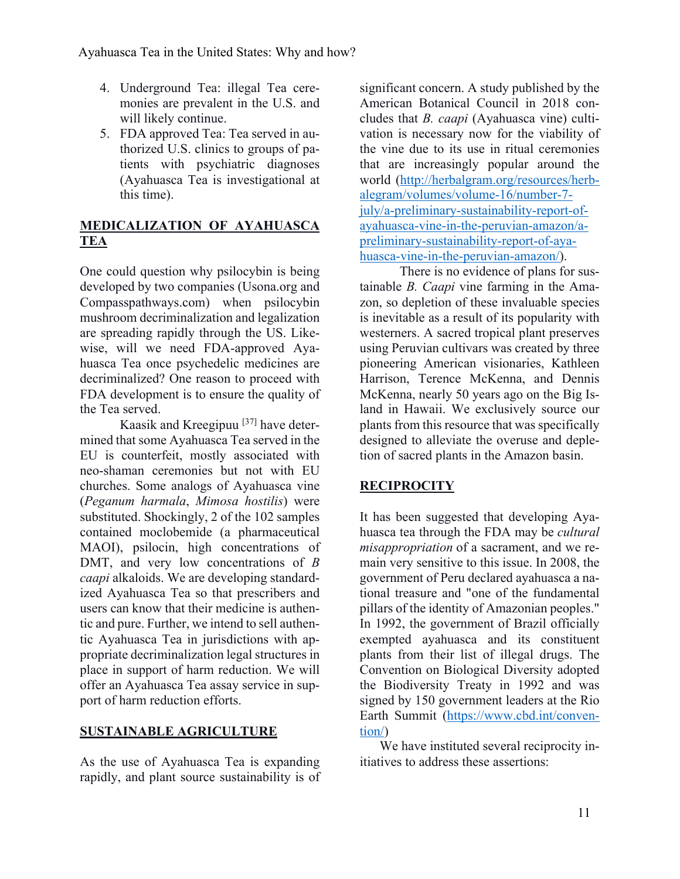4. Underground Tea: illegal Tea ceremonies are prevalent in the U.S. and will likely continue.
5. FDA approved Tea: Tea served in authorized U.S. clinics to groups of patients with psychiatric diagnoses (Ayahuasca Tea is investigational at this time).

## MEDICALIZATION OF AYAHUASCA TEA

One could question why psilocybin is being developed by two companies (Usona.org and Compasspathways.com) when psilocybin mushroom decriminalization and legalization are spreading rapidly through the US. Likewise, will we need FDA-approved Ayahuasca Tea once psychedelic medicines are decriminalized? One reason to proceed with FDA development is to ensure the quality of the Tea served.

Kaasik and Kreegipuu [37] have determined that some Ayahuasca Tea served in the EU is counterfeit, mostly associated with neo-shaman ceremonies but not with EU churches. Some analogs of Ayahuasca vine (*Peganum harmala*, *Mimosa hostilis*) were substituted. Shockingly, 2 of the 102 samples contained moclobemide (a pharmaceutical MAOI), psilocin, high concentrations of DMT, and very low concentrations of *B caapi* alkaloids. We are developing standardized Ayahuasca Tea so that prescribers and users can know that their medicine is authentic and pure. Further, we intend to sell authentic Ayahuasca Tea in jurisdictions with appropriate decriminalization legal structures in place in support of harm reduction. We will offer an Ayahuasca Tea assay service in support of harm reduction efforts.

## SUSTAINABLE AGRICULTURE

As the use of Ayahuasca Tea is expanding rapidly, and plant source sustainability is of significant concern. A study published by the American Botanical Council in 2018 concludes that *B. caapi* (Ayahuasca vine) cultivation is necessary now for the viability of the vine due to its use in ritual ceremonies that are increasingly popular around the world (http://herbalgram.org/resources/herbalegram/volumes/volume-16/number-7-july/a-preliminary-sustainability-report-of-ayahuasca-vine-in-the-peruvian-amazon/a-preliminary-sustainability-report-of-ayahuasca-vine-in-the-peruvian-amazon/).

There is no evidence of plans for sustainable *B. Caapi* vine farming in the Amazon, so depletion of these invaluable species is inevitable as a result of its popularity with westerners. A sacred tropical plant preserves using Peruvian cultivars was created by three pioneering American visionaries, Kathleen Harrison, Terence McKenna, and Dennis McKenna, nearly 50 years ago on the Big Island in Hawaii. We exclusively source our plants from this resource that was specifically designed to alleviate the overuse and depletion of sacred plants in the Amazon basin.

## RECIPROCITY

It has been suggested that developing Ayahuasca tea through the FDA may be *cultural misappropriation* of a sacrament, and we remain very sensitive to this issue. In 2008, the government of Peru declared ayahuasca a national treasure and "one of the fundamental pillars of the identity of Amazonian peoples." In 1992, the government of Brazil officially exempted ayahuasca and its constituent plants from their list of illegal drugs. The Convention on Biological Diversity adopted the Biodiversity Treaty in 1992 and was signed by 150 government leaders at the Rio Earth Summit (https://www.cbd.int/convention/)

We have instituted several reciprocity initiatives to address these assertions: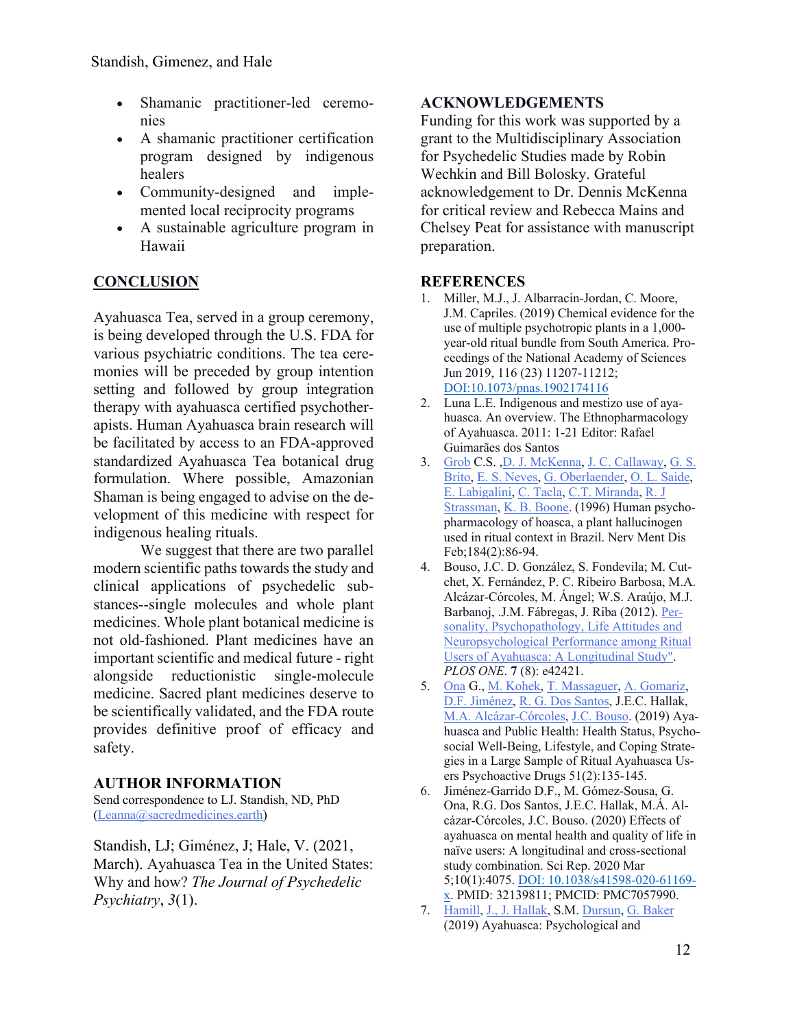- Shamanic practitioner-led ceremonies
- A shamanic practitioner certification program designed by indigenous healers
- Community-designed and implemented local reciprocity programs
- A sustainable agriculture program in Hawaii

## CONCLUSION

Ayahuasca Tea, served in a group ceremony, is being developed through the U.S. FDA for various psychiatric conditions. The tea ceremonies will be preceded by group intention setting and followed by group integration therapy with ayahuasca certified psychotherapists. Human Ayahuasca brain research will be facilitated by access to an FDA-approved standardized Ayahuasca Tea botanical drug formulation. Where possible, Amazonian Shaman is being engaged to advise on the development of this medicine with respect for indigenous healing rituals.

We suggest that there are two parallel modern scientific paths towards the study and clinical applications of psychedelic substances--single molecules and whole plant medicines. Whole plant botanical medicine is not old-fashioned. Plant medicines have an important scientific and medical future - right alongside reductionistic single-molecule medicine. Sacred plant medicines deserve to be scientifically validated, and the FDA route provides definitive proof of efficacy and safety.

## AUTHOR INFORMATION

Send correspondence to LJ. Standish, ND, PhD (Leanna@sacredmedicines.earth)

Standish, LJ; Giménez, J; Hale, V. (2021, March). Ayahuasca Tea in the United States: Why and how? *The Journal of Psychedelic Psychiatry*, *3*(1).

## ACKNOWLEDGEMENTS

Funding for this work was supported by a grant to the Multidisciplinary Association for Psychedelic Studies made by Robin Wechkin and Bill Bolosky. Grateful acknowledgement to Dr. Dennis McKenna for critical review and Rebecca Mains and Chelsey Peat for assistance with manuscript preparation.

## REFERENCES

1. Miller, M.J., J. Albarracin-Jordan, C. Moore, J.M. Capriles. (2019) Chemical evidence for the use of multiple psychotropic plants in a 1,000-year-old ritual bundle from South America. Proceedings of the National Academy of Sciences Jun 2019, 116 (23) 11207-11212; DOI:10.1073/pnas.1902174116
2. Luna L.E. Indigenous and mestizo use of ayahuasca. An overview. The Ethnopharmacology of Ayahuasca. 2011: 1-21 Editor: Rafael Guimarães dos Santos
3. Grob C.S. ,D. J. McKenna, J. C. Callaway, G. S. Brito, E. S. Neves, G. Oberlaender, O. L. Saide, E. Labigalini, C. Tacla, C.T. Miranda, R. J Strassman, K. B. Boone. (1996) Human psychopharmacology of hoasca, a plant hallucinogen used in ritual context in Brazil. Nerv Ment Dis Feb;184(2):86-94.
4. Bouso, J.C. D. González, S. Fondevila; M. Cutchet, X. Fernández, P. C. Ribeiro Barbosa, M.A. Alcázar-Córcoles, M. Ángel; W.S. Araújo, M.J. Barbanoj, .J.M. Fábregas, J. Riba (2012). Personality, Psychopathology, Life Attitudes and Neuropsychological Performance among Ritual Users of Ayahuasca: A Longitudinal Study". *PLOS ONE*. **7** (8): e42421.
5. Ona G., M. Kohek, T. Massaguer, A. Gomariz, D.F. Jiménez, R. G. Dos Santos, J.E.C. Hallak, M.A. Alcázar-Córcoles, J.C. Bouso. (2019) Ayahuasca and Public Health: Health Status, Psychosocial Well-Being, Lifestyle, and Coping Strategies in a Large Sample of Ritual Ayahuasca Users Psychoactive Drugs 51(2):135-145.
6. Jiménez-Garrido D.F., M. Gómez-Sousa, G. Ona, R.G. Dos Santos, J.E.C. Hallak, M.Á. Alcázar-Córcoles, J.C. Bouso. (2020) Effects of ayahuasca on mental health and quality of life in naïve users: A longitudinal and cross-sectional study combination. Sci Rep. 2020 Mar 5;10(1):4075. DOI: 10.1038/s41598-020-61169-x. PMID: 32139811; PMCID: PMC7057990.
7. Hamill, J., J. Hallak, S.M. Dursun, G. Baker (2019) Ayahuasca: Psychological and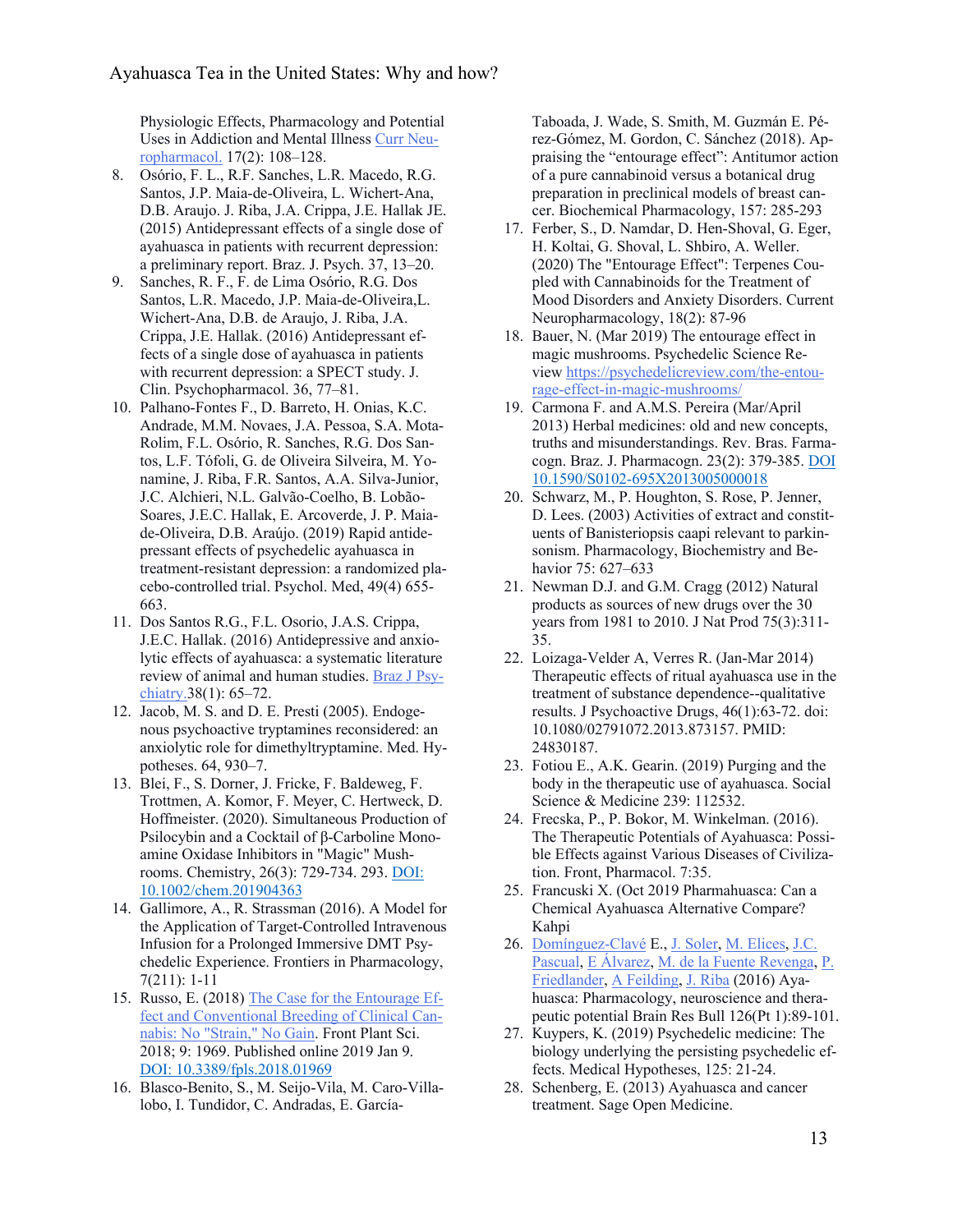Physiologic Effects, Pharmacology and Potential Uses in Addiction and Mental Illness [Curr Neuropharmacol.](#) 17(2): 108–128.

8. Osório, F. L., R.F. Sanches, L.R. Macedo, R.G. Santos, J.P. Maia-de-Oliveira, L. Wichert-Ana, D.B. Araujo. J. Riba, J.A. Crippa, J.E. Hallak JE. (2015) Antidepressant effects of a single dose of ayahuasca in patients with recurrent depression: a preliminary report. Braz. J. Psych. 37, 13–20.
9. Sanches, R. F., F. de Lima Osório, R.G. Dos Santos, L.R. Macedo, J.P. Maia-de-Oliveira,L. Wichert-Ana, D.B. de Araujo, J. Riba, J.A. Crippa, J.E. Hallak. (2016) Antidepressant effects of a single dose of ayahuasca in patients with recurrent depression: a SPECT study. J. Clin. Psychopharmacol. 36, 77–81.
10. Palhano-Fontes F., D. Barreto, H. Onias, K.C. Andrade, M.M. Novaes, J.A. Pessoa, S.A. Mota-Rolim, F.L. Osório, R. Sanches, R.G. Dos Santos, L.F. Tófoli, G. de Oliveira Silveira, M. Yonamine, J. Riba, F.R. Santos, A.A. Silva-Junior, J.C. Alchieri, N.L. Galvão-Coelho, B. Lobão-Soares, J.E.C. Hallak, E. Arcoverde, J. P. Maia-de-Oliveira, D.B. Araújo. (2019) Rapid antidepressant effects of psychedelic ayahuasca in treatment-resistant depression: a randomized placebo-controlled trial. Psychol. Med, 49(4) 655-663.
11. Dos Santos R.G., F.L. Osorio, J.A.S. Crippa, J.E.C. Hallak. (2016) Antidepressive and anxiolytic effects of ayahuasca: a systematic literature review of animal and human studies. [Braz J Psychiatry.](#)38(1): 65–72.
12. Jacob, M. S. and D. E. Presti (2005). Endogenous psychoactive tryptamines reconsidered: an anxiolytic role for dimethyltryptamine. Med. Hypotheses. 64, 930–7.
13. Blei, F., S. Dorner, J. Fricke, F. Baldeweg, F. Trottmen, A. Komor, F. Meyer, C. Hertweck, D. Hoffmeister. (2020). Simultaneous Production of Psilocybin and a Cocktail of β-Carboline Monoamine Oxidase Inhibitors in "Magic" Mushrooms. Chemistry, 26(3): 729-734. 293. [DOI: 10.1002/chem.201904363](#)
14. Gallimore, A., R. Strassman (2016). A Model for the Application of Target-Controlled Intravenous Infusion for a Prolonged Immersive DMT Psychedelic Experience. Frontiers in Pharmacology, 7(211): 1-11
15. Russo, E. (2018) [The Case for the Entourage Effect and Conventional Breeding of Clinical Cannabis: No "Strain," No Gain](#). Front Plant Sci. 2018; 9: 1969. Published online 2019 Jan 9. [DOI: 10.3389/fpls.2018.01969](#)
16. Blasco-Benito, S., M. Seijo-Vila, M. Caro-Villalobo, I. Tundidor, C. Andradas, E. García-Taboada, J. Wade, S. Smith, M. Guzmán E. Pérez-Gómez, M. Gordon, C. Sánchez (2018). Appraising the "entourage effect": Antitumor action of a pure cannabinoid versus a botanical drug preparation in preclinical models of breast cancer. Biochemical Pharmacology, 157: 285-293
17. Ferber, S., D. Namdar, D. Hen-Shoval, G. Eger, H. Koltai, G. Shoval, L. Shbiro, A. Weller. (2020) The "Entourage Effect": Terpenes Coupled with Cannabinoids for the Treatment of Mood Disorders and Anxiety Disorders. Current Neuropharmacology, 18(2): 87-96
18. Bauer, N. (Mar 2019) The entourage effect in magic mushrooms. Psychedelic Science Review [https://psychedelicreview.com/the-entourage-effect-in-magic-mushrooms/](https://psychedelicreview.com/the-entourage-effect-in-magic-mushrooms/)
19. Carmona F. and A.M.S. Pereira (Mar/April 2013) Herbal medicines: old and new concepts, truths and misunderstandings. Rev. Bras. Farmacogn. Braz. J. Pharmacogn. 23(2): 379-385. [DOI 10.1590/S0102-695X2013005000018](#)
20. Schwarz, M., P. Houghton, S. Rose, P. Jenner, D. Lees. (2003) Activities of extract and constituents of Banisteriopsis caapi relevant to parkinsonism. Pharmacology, Biochemistry and Behavior 75: 627–633
21. Newman D.J. and G.M. Cragg (2012) Natural products as sources of new drugs over the 30 years from 1981 to 2010. J Nat Prod 75(3):311-35.
22. Loizaga-Velder A, Verres R. (Jan-Mar 2014) Therapeutic effects of ritual ayahuasca use in the treatment of substance dependence--qualitative results. J Psychoactive Drugs, 46(1):63-72. doi: 10.1080/02791072.2013.873157. PMID: 24830187.
23. Fotiou E., A.K. Gearin. (2019) Purging and the body in the therapeutic use of ayahuasca. Social Science & Medicine 239: 112532.
24. Frecska, P., P. Bokor, M. Winkelman. (2016). The Therapeutic Potentials of Ayahuasca: Possible Effects against Various Diseases of Civilization. Front, Pharmacol. 7:35.
25. Francuski X. (Oct 2019 Pharmahuasca: Can a Chemical Ayahuasca Alternative Compare? Kahpi
26. [Domínguez-Clavé](#) E., [J. Soler](#), [M. Elices](#), [J.C. Pascual](#), [E Álvarez](#), [M. de la Fuente Revenga](#), [P. Friedlander](#), [A Feilding](#), [J. Riba](#) (2016) Ayahuasca: Pharmacology, neuroscience and therapeutic potential Brain Res Bull 126(Pt 1):89-101.
27. Kuypers, K. (2019) Psychedelic medicine: The biology underlying the persisting psychedelic effects. Medical Hypotheses, 125: 21-24.
28. Schenberg, E. (2013) Ayahuasca and cancer treatment. Sage Open Medicine.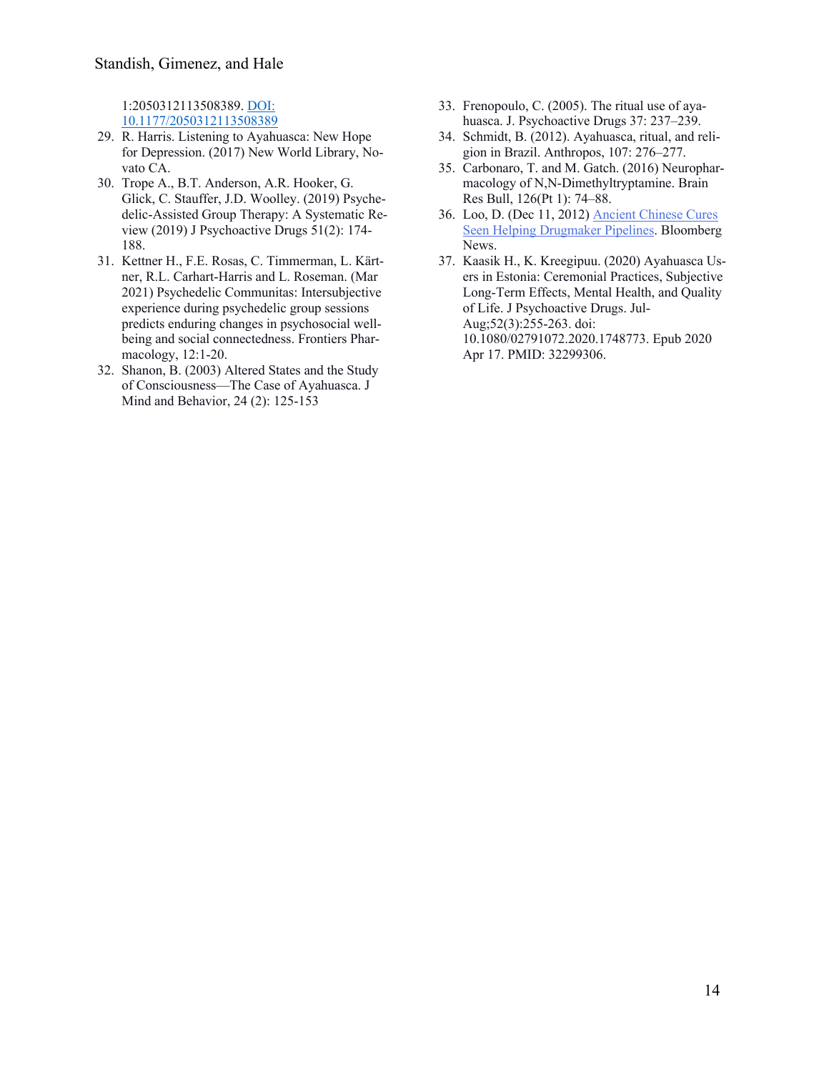1:2050312113508389. [DOI: 10.1177/2050312113508389](https://doi.org/10.1177/2050312113508389)

29. R. Harris. Listening to Ayahuasca: New Hope for Depression. (2017) New World Library, Novato CA.
30. Trope A., B.T. Anderson, A.R. Hooker, G. Glick, C. Stauffer, J.D. Woolley. (2019) Psychedelic-Assisted Group Therapy: A Systematic Review (2019) J Psychoactive Drugs 51(2): 174-188.
31. Kettner H., F.E. Rosas, C. Timmerman, L. Kärtner, R.L. Carhart-Harris and L. Roseman. (Mar 2021) Psychedelic Communitas: Intersubjective experience during psychedelic group sessions predicts enduring changes in psychosocial well-being and social connectedness. Frontiers Pharmacology, 12:1-20.
32. Shanon, B. (2003) Altered States and the Study of Consciousness—The Case of Ayahuasca. J Mind and Behavior, 24 (2): 125-153
33. Frenopoulo, C. (2005). The ritual use of ayahuasca. J. Psychoactive Drugs 37: 237–239.
34. Schmidt, B. (2012). Ayahuasca, ritual, and religion in Brazil. Anthropos, 107: 276–277.
35. Carbonaro, T. and M. Gatch. (2016) Neuropharmacology of N,N-Dimethyltryptamine. Brain Res Bull, 126(Pt 1): 74–88.
36. Loo, D. (Dec 11, 2012) Ancient Chinese Cures Seen Helping Drugmaker Pipelines. Bloomberg News.
37. Kaasik H., K. Kreegipuu. (2020) Ayahuasca Users in Estonia: Ceremonial Practices, Subjective Long-Term Effects, Mental Health, and Quality of Life. J Psychoactive Drugs. Jul-Aug;52(3):255-263. doi: 10.1080/02791072.2020.1748773. Epub 2020 Apr 17. PMID: 32299306.